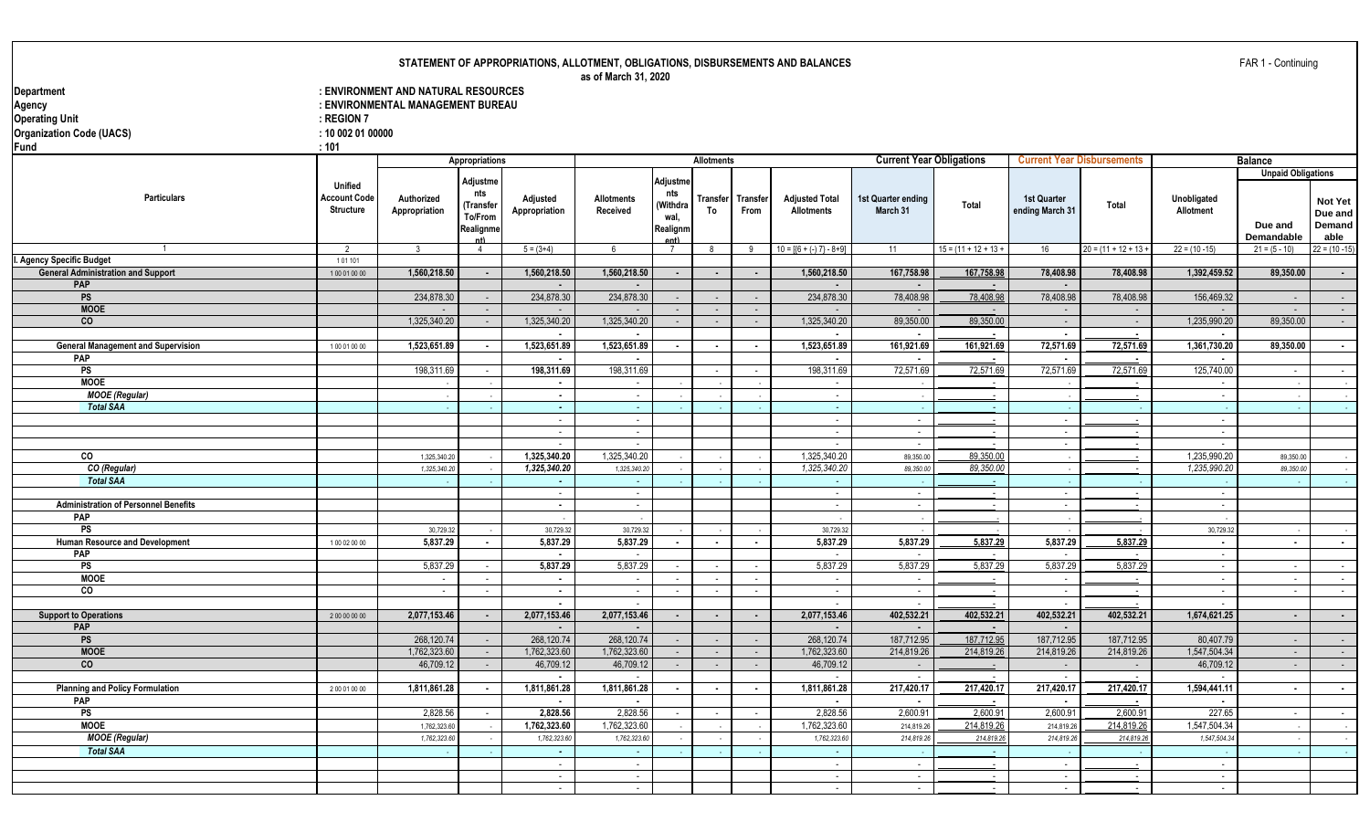# STATEMENT OF APPROPRIATIONS, ALLOTMENT, OBLIGATIONS, DISBURSEMENTS AND BALANCES

as of March 31, 2020

FAR 1 - Continuing

**Department** : ENVIRONMENT AND NATURAL RESOURCES
**Agency** : ENVIRONMENTAL MANAGEMENT BUREAU
**Operating Unit** : REGION 7
**Organization Code (UACS)** : 10 002 01 00000
**Fund** : 101

| Particulars | Unified Account Code Structure | Appropriations | | | Allotments | | | | | Current Year Obligations | | Current Year Disbursements | | Balance | | |
|---|---|---|---|---|---|---|---|---|---|---|---|---|---|---|---|---|
| | | Authorized Appropriation | Adjustments (Transfer To/From Realignment) | Adjusted Appropriation | Allotments Received | Adjustments (Withdrawal, Realignment) | Transfer To | Transfer From | Adjusted Total Allotments | 1st Quarter ending March 31 | Total | 1st Quarter ending March 31 | Total | Unobligated Allotment | Unpaid Obligations: Due and Demandable | Unpaid Obligations: Not Yet Due and Demandable |
| 1 | 2 | 3 | 4 | 5 = (3+4) | 6 | 7 | 8 | 9 | 10 = [(6 + (-) 7) - 8+9] | 11 | 15 = (11 + 12 + 13 + | 16 | 20 = (11 + 12 + 13 + | 22 = (10 -15) | 21 = (5 - 10) | 22 = (10 -15) |
| I. Agency Specific Budget | 1 01 101 | | | | | | | | | | | | | | | |
| **General Administration and Support** | 1 00 01 00 00 | 1,560,218.50 | - | 1,560,218.50 | 1,560,218.50 | - | - | - | 1,560,218.50 | 167,758.98 | 167,758.98 | 78,408.98 | 78,408.98 | 1,392,459.52 | 89,350.00 | - |
| PAP | | | | - | - | | | | - | - | - | | - | | | |
| PS | | 234,878.30 | - | 234,878.30 | 234,878.30 | - | - | - | 234,878.30 | 78,408.98 | 78,408.98 | 78,408.98 | 78,408.98 | 156,469.32 | - | - |
| MOOE | | - | - | - | - | - | - | - | - | - | - | - | - | - | - | - |
| CO | | 1,325,340.20 | - | 1,325,340.20 | 1,325,340.20 | - | - | - | 1,325,340.20 | 89,350.00 | 89,350.00 | - | - | 1,235,990.20 | 89,350.00 | - |
| | | | | - | - | | | | - | - | - | | - | - | | |
| **General Management and Supervision** | 1 00 01 00 00 | 1,523,651.89 | - | 1,523,651.89 | 1,523,651.89 | - | - | - | 1,523,651.89 | 161,921.69 | 161,921.69 | 72,571.69 | 72,571.69 | 1,361,730.20 | 89,350.00 | - |
| PAP | | | | - | - | | | | - | - | - | | - | | | |
| PS | | 198,311.69 | - | 198,311.69 | 198,311.69 | | - | - | 198,311.69 | 72,571.69 | 72,571.69 | 72,571.69 | 72,571.69 | 125,740.00 | - | - |
| MOOE | | - | - | - | - | - | - | - | - | - | - | - | - | - | - | - |
| *MOOE (Regular)* | | - | - | - | - | - | - | - | - | - | - | - | - | - | - | - |
| *Total SAA* | | - | - | - | - | - | - | - | - | - | - | - | - | - | - | - |
| | | | | - | - | | | | - | - | - | - | - | - | | |
| | | | | - | - | | | | - | - | - | - | - | - | | |
| | | | | - | - | | | | - | - | - | - | - | - | | |
| CO | | 1,325,340.20 | - | 1,325,340.20 | 1,325,340.20 | - | - | - | 1,325,340.20 | 89,350.00 | 89,350.00 | - | - | 1,235,990.20 | 89,350.00 | - |
| *CO (Regular)* | | 1,325,340.20 | - | *1,325,340.20* | 1,325,340.20 | - | - | - | *1,325,340.20* | 89,350.00 | *89,350.00* | - | - | *1,235,990.20* | 89,350.00 | - |
| *Total SAA* | | - | - | - | - | - | - | - | - | - | - | - | - | - | - | - |
| | | | | - | - | | | | - | - | - | - | - | - | | |
| **Administration of Personnel Benefits** | | | | - | - | | | | - | - | - | - | - | - | | |
| PAP | | | | - | - | | | | - | - | - | - | - | - | | |
| PS | | 30,729.32 | - | 30,729.32 | 30,729.32 | - | - | - | 30,729.32 | - | - | - | - | 30,729.32 | - | - |
| **Human Resource and Development** | 1 00 02 00 00 | 5,837.29 | - | 5,837.29 | 5,837.29 | - | - | - | 5,837.29 | 5,837.29 | 5,837.29 | 5,837.29 | 5,837.29 | - | - | - |
| PAP | | | | - | - | | | | - | - | - | - | - | - | | |
| PS | | 5,837.29 | - | 5,837.29 | 5,837.29 | - | - | - | 5,837.29 | 5,837.29 | 5,837.29 | 5,837.29 | 5,837.29 | - | - | - |
| MOOE | | - | - | - | - | - | - | - | - | - | - | - | - | - | - | - |
| CO | | - | - | - | - | - | - | - | - | - | - | - | - | - | - | - |
| | | | | - | - | | | | - | - | - | - | - | - | | |
| **Support to Operations** | 2 00 00 00 00 | 2,077,153.46 | - | 2,077,153.46 | 2,077,153.46 | - | - | - | 2,077,153.46 | 402,532.21 | 402,532.21 | 402,532.21 | 402,532.21 | 1,674,621.25 | - | - |
| PAP | | | | - | - | | | | - | - | - | - | - | - | | |
| PS | | 268,120.74 | - | 268,120.74 | 268,120.74 | - | - | - | 268,120.74 | 187,712.95 | 187,712.95 | 187,712.95 | 187,712.95 | 80,407.79 | - | - |
| MOOE | | 1,762,323.60 | - | 1,762,323.60 | 1,762,323.60 | - | - | - | 1,762,323.60 | 214,819.26 | 214,819.26 | 214,819.26 | 214,819.26 | 1,547,504.34 | - | - |
| CO | | 46,709.12 | - | 46,709.12 | 46,709.12 | - | - | - | 46,709.12 | - | - | - | - | 46,709.12 | - | - |
| | | | | - | - | | | | - | - | - | - | - | - | | |
| **Planning and Policy Formulation** | 2 00 01 00 00 | 1,811,861.28 | - | 1,811,861.28 | 1,811,861.28 | - | - | - | 1,811,861.28 | 217,420.17 | 217,420.17 | 217,420.17 | 217,420.17 | 1,594,441.11 | - | - |
| PAP | | | | - | - | | | | - | - | - | - | - | - | | |
| PS | | 2,828.56 | - | 2,828.56 | 2,828.56 | - | - | - | 2,828.56 | 2,600.91 | 2,600.91 | 2,600.91 | 2,600.91 | 227.65 | - | - |
| MOOE | | 1,762,323.60 | - | 1,762,323.60 | 1,762,323.60 | - | - | - | 1,762,323.60 | 214,819.26 | 214,819.26 | 214,819.26 | 214,819.26 | 1,547,504.34 | - | - |
| *MOOE (Regular)* | | 1,762,323.60 | - | 1,762,323.60 | 1,762,323.60 | - | - | - | 1,762,323.60 | 214,819.26 | 214,819.26 | 214,819.26 | 214,819.26 | 1,547,504.34 | - | - |
| *Total SAA* | | - | - | - | - | - | - | - | - | - | - | - | - | - | - | - |
| | | | | - | - | | | | - | - | - | - | - | - | | |
| | | | | - | - | | | | - | - | - | - | - | - | | |
| | | | | - | - | | | | - | - | - | - | - | - | | |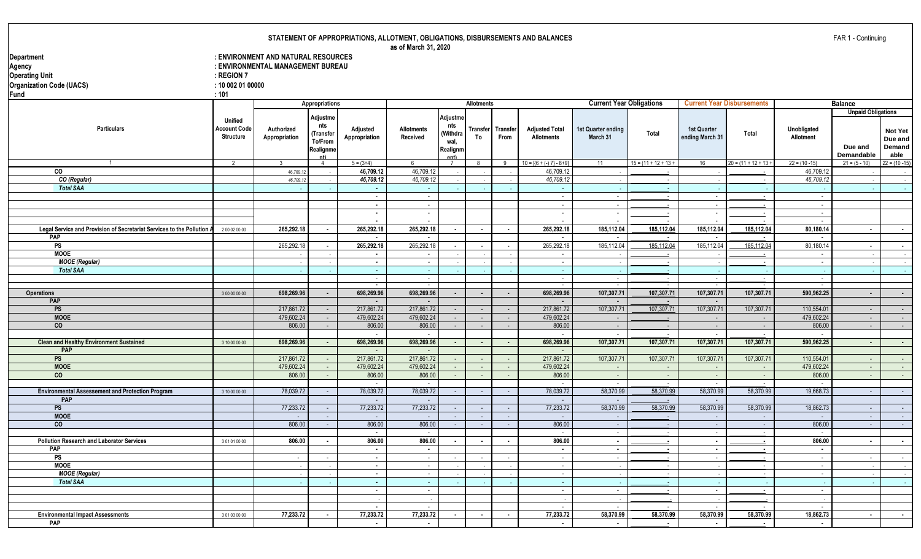# STATEMENT OF APPROPRIATIONS, ALLOTMENT, OBLIGATIONS, DISBURSEMENTS AND BALANCES

as of March 31, 2020

FAR 1 - Continuing

Department : ENVIRONMENT AND NATURAL RESOURCES
Agency : ENVIRONMENTAL MANAGEMENT BUREAU
Operating Unit : REGION 7
Organization Code (UACS) : 10 002 01 00000
Fund : 101

| Particulars | Unified Account Code Structure | Appropriations | | | Allotments | | | | | Current Year Obligations | | Current Year Disbursements | | Balance | | |
|---|---|---|---|---|---|---|---|---|---|---|---|---|---|---|---|---|
| | | | | | | | | | | | | | | | Unpaid Obligations | |
| | | Authorized Appropriation | Adjustments (Transfer To/From Realignment) | Adjusted Appropriation | Allotments Received | Adjustments (Withdrawal, Realignment) | Transfer To | Transfer From | Adjusted Total Allotments | 1st Quarter ending March 31 | Total | 1st Quarter ending March 31 | Total | Unobligated Allotment | Due and Demandable | Not Yet Due and Demandable |
| 1 | 2 | 3 | 4 | 5 = (3+4) | 6 | 7 | 8 | 9 | 10 = [{6 + (-) 7} - 8+9] | 11 | 15 = (11 + 12 + 13 + | 16 | 20 = (11 + 12 + 13 + | 22 = (10 -15) | 21 = (5 - 10) | 22 = (10 -15) |
| CO | | 46,709.12 | - | 46,709.12 | 46,709.12 | - | - | - | 46,709.12 | - | - | - | - | 46,709.12 | - | - |
| *CO (Regular)* | | 46,709.12 | - | 46,709.12 | 46,709.12 | - | - | - | 46,709.12 | - | - | - | - | 46,709.12 | - | - |
| *Total SAA* | | - | - | - | - | - | - | - | - | - | - | - | - | - | - | - |
| | | | | - | - | | | | - | - | - | - | - | - | | |
| | | | | - | - | | | | - | - | - | - | - | - | | |
| | | | | - | - | | | | - | - | - | - | - | - | | |
| | | | | - | - | | | | - | - | - | - | - | - | | |
| Legal Service and Provision of Secretariat Services to the Pollution A | 2 00 02 00 00 | 265,292.18 | - | 265,292.18 | 265,292.18 | - | - | - | 265,292.18 | 185,112.04 | 185,112.04 | 185,112.04 | 185,112.04 | 80,180.14 | - | - |
| PAP | | | | - | - | | | | - | - | - | - | - | - | | |
| PS | | 265,292.18 | - | 265,292.18 | 265,292.18 | - | - | - | 265,292.18 | 185,112.04 | 185,112.04 | 185,112.04 | 185,112.04 | 80,180.14 | - | - |
| MOOE | | - | - | - | - | - | - | - | - | - | - | - | - | - | - | - |
| *MOOE (Regular)* | | - | - | - | - | - | - | - | - | - | - | - | - | - | - | - |
| *Total SAA* | | - | - | - | - | - | - | - | - | - | - | - | - | - | - | - |
| | | | | - | - | | | | - | - | - | - | - | - | | |
| | | | | - | - | | | | - | - | - | - | - | - | | |
| Operations | 3 00 00 00 00 | 698,269.96 | - | 698,269.96 | 698,269.96 | - | - | - | 698,269.96 | 107,307.71 | 107,307.71 | 107,307.71 | 107,307.71 | 590,962.25 | - | - |
| PAP | | | | - | - | | | | - | - | - | - | | | | |
| PS | | 217,861.72 | - | 217,861.72 | 217,861.72 | - | - | - | 217,861.72 | 107,307.71 | 107,307.71 | 107,307.71 | 107,307.71 | 110,554.01 | - | - |
| MOOE | | 479,602.24 | - | 479,602.24 | 479,602.24 | - | - | - | 479,602.24 | - | - | - | - | 479,602.24 | - | - |
| CO | | 806.00 | - | 806.00 | 806.00 | - | - | - | 806.00 | - | - | - | - | 806.00 | - | - |
| | | | | - | - | | | | - | - | - | - | - | - | | |
| Clean and Healthy Environment Sustained | 3 10 00 00 00 | 698,269.96 | - | 698,269.96 | 698,269.96 | - | - | - | 698,269.96 | 107,307.71 | 107,307.71 | 107,307.71 | 107,307.71 | 590,962.25 | - | - |
| PAP | | | | - | - | | | | - | | | | | | | |
| PS | | 217,861.72 | - | 217,861.72 | 217,861.72 | - | - | - | 217,861.72 | 107,307.71 | 107,307.71 | 107,307.71 | 107,307.71 | 110,554.01 | - | - |
| MOOE | | 479,602.24 | - | 479,602.24 | 479,602.24 | - | - | - | 479,602.24 | - | - | - | - | 479,602.24 | - | - |
| CO | | 806.00 | - | 806.00 | 806.00 | - | - | - | 806.00 | - | - | - | - | 806.00 | - | - |
| | | | | | - | | | | - | - | - | - | - | - | | |
| Environmental Assessement and Protection Program | 3 10 00 00 00 | 78,039.72 | - | 78,039.72 | 78,039.72 | - | - | - | 78,039.72 | 58,370.99 | 58,370.99 | 58,370.99 | 58,370.99 | 19,668.73 | - | - |
| PAP | | | | - | - | | | | - | - | - | - | | | | |
| PS | | 77,233.72 | - | 77,233.72 | 77,233.72 | - | - | - | 77,233.72 | 58,370.99 | 58,370.99 | 58,370.99 | 58,370.99 | 18,862.73 | - | - |
| MOOE | | - | - | - | - | - | - | - | - | - | - | - | - | - | - | - |
| CO | | 806.00 | - | 806.00 | 806.00 | - | - | - | 806.00 | - | - | - | - | 806.00 | - | - |
| | | | | - | - | | | | - | - | - | - | - | - | | |
| Pollution Research and Laborator Services | 3 01 01 00 00 | 806.00 | - | 806.00 | 806.00 | - | - | - | 806.00 | - | - | - | - | 806.00 | - | - |
| PAP | | | | - | - | | | | - | - | - | - | - | - | | |
| PS | | - | - | - | - | - | - | - | - | - | - | - | - | - | - | - |
| MOOE | | - | - | - | - | - | - | - | - | - | - | - | - | - | - | - |
| *MOOE (Regular)* | | - | - | - | - | - | - | - | - | - | - | - | - | - | - | - |
| *Total SAA* | | - | - | - | - | - | - | - | - | - | - | - | - | - | - | - |
| | | | | - | - | | | | - | - | - | - | - | - | | |
| | | | | - | - | | | | - | - | - | - | - | - | | |
| | | | | - | - | | | | - | - | - | - | - | - | | |
| Environmental Impact Assessments | 3 01 03 00 00 | 77,233.72 | - | 77,233.72 | 77,233.72 | - | - | - | 77,233.72 | 58,370.99 | 58,370.99 | 58,370.99 | 58,370.99 | 18,862.73 | - | - |
| PAP | | | | - | - | | | | - | - | - | - | - | - | | |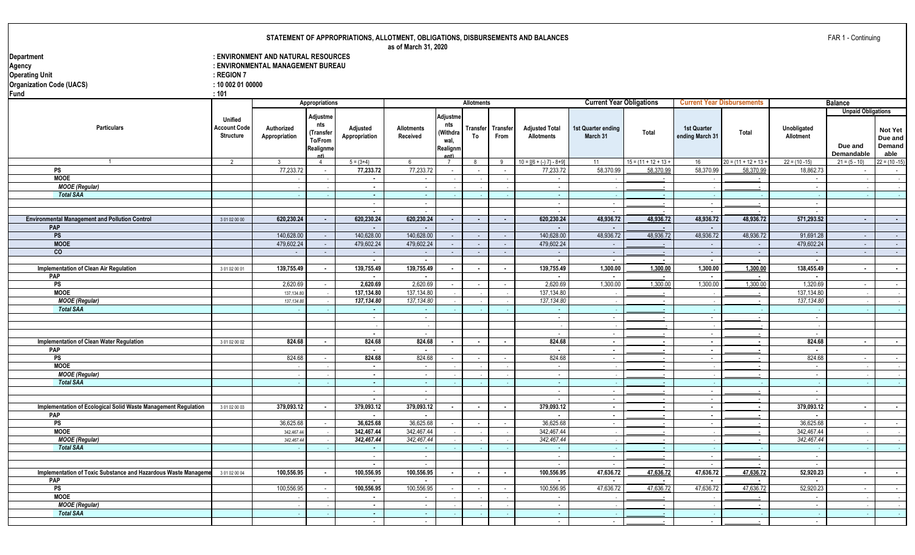# STATEMENT OF APPROPRIATIONS, ALLOTMENT, OBLIGATIONS, DISBURSEMENTS AND BALANCES

as of March 31, 2020

FAR 1 - Continuing

**Department** : ENVIRONMENT AND NATURAL RESOURCES
**Agency** : ENVIRONMENTAL MANAGEMENT BUREAU
**Operating Unit** : REGION 7
**Organization Code (UACS)** : 10 002 01 00000
**Fund** : 101

| Particulars | Unified Account Code Structure | Appropriations | | | Allotments | | | | | Current Year Obligations | | Current Year Disbursements | | Balance | | |
|---|---|---|---|---|---|---|---|---|---|---|---|---|---|---|---|---|
| | | Authorized Appropriation | Adjustments (Transfer To/From Realignment) | Adjusted Appropriation | Allotments Received | Adjustments (Withdrawal, Realignment) | Transfer To | Transfer From | Adjusted Total Allotments | 1st Quarter ending March 31 | Total | 1st Quarter ending March 31 | Total | Unobligated Allotment | Unpaid Obligations | |
| | | | | | | | | | | | | | | | Due and Demandable | Not Yet Due and Demandable |
| 1 | 2 | 3 | 4 | 5 = (3+4) | 6 | 7 | 8 | 9 | 10 = [{6 + (-) 7} - 8+9] | 11 | 15 = (11 + 12 + 13 + | 16 | 20 = (11 + 12 + 13 + | 22 = (10 -15) | 21 = (5 - 10) | 22 = (10 -15) |
| PS | | 77,233.72 | - | 77,233.72 | 77,233.72 | - | - | - | 77,233.72 | 58,370.99 | 58,370.99 | 58,370.99 | 58,370.99 | 18,862.73 | - | - |
| MOOE | | - | - | - | - | - | - | - | - | - | - | - | - | - | - | - |
| *MOOE (Regular)* | | - | - | - | - | - | - | - | - | - | - | - | - | - | - | - |
| *Total SAA* | | - | - | - | - | - | - | - | - | - | - | - | - | - | - | - |
| | | | | - | - | | | | - | - | - | - | - | - | | |
| | | | | - | - | | | | - | - | | - | | - | | |
| **Environmental Management and Pollution Control** | 3 01 02 00 00 | **620,230.24** | **-** | **620,230.24** | **620,230.24** | **-** | **-** | **-** | **620,230.24** | **48,936.72** | **48,936.72** | **48,936.72** | **48,936.72** | **571,293.52** | **-** | **-** |
| PAP | | | | - | - | | | | - | - | - | - | | | | |
| PS | | 140,628.00 | - | 140,628.00 | 140,628.00 | - | - | - | 140,628.00 | 48,936.72 | 48,936.72 | 48,936.72 | 48,936.72 | 91,691.28 | - | - |
| MOOE | | 479,602.24 | - | 479,602.24 | 479,602.24 | - | - | - | 479,602.24 | - | - | - | - | 479,602.24 | - | - |
| CO | | - | - | - | - | - | - | - | - | - | - | - | - | - | - | - |
| | | | | - | - | | | | - | - | - | - | - | - | | |
| **Implementation of Clean Air Regulation** | 3 01 02 00 01 | **139,755.49** | **-** | **139,755.49** | **139,755.49** | **-** | **-** | **-** | **139,755.49** | **1,300.00** | **1,300.00** | **1,300.00** | **1,300.00** | **138,455.49** | **-** | **-** |
| PAP | | | | - | - | | | | - | - | - | - | - | - | | |
| PS | | 2,620.69 | - | 2,620.69 | 2,620.69 | - | - | - | 2,620.69 | 1,300.00 | 1,300.00 | 1,300.00 | 1,300.00 | 1,320.69 | - | - |
| MOOE | | 137,134.80 | - | 137,134.80 | 137,134.80 | - | - | - | 137,134.80 | - | - | - | - | 137,134.80 | - | - |
| *MOOE (Regular)* | | *137,134.80* | - | *137,134.80* | *137,134.80* | - | - | - | *137,134.80* | - | - | - | - | *137,134.80* | - | - |
| *Total SAA* | | - | - | - | - | - | - | - | - | - | - | - | - | - | - | - |
| | | | | - | - | | | | - | - | - | - | - | - | | |
| | | | | - | - | | | | - | - | - | - | - | - | | |
| | | | | - | - | | | | - | - | - | - | - | - | | |
| **Implementation of Clean Water Regulation** | 3 01 02 00 02 | **824.68** | **-** | **824.68** | **824.68** | **-** | **-** | **-** | **824.68** | **-** | **-** | **-** | **-** | **824.68** | **-** | **-** |
| PAP | | | | - | - | | | | - | - | - | - | - | - | | |
| PS | | 824.68 | - | 824.68 | 824.68 | - | - | - | 824.68 | - | - | - | - | 824.68 | - | - |
| MOOE | | - | - | - | - | - | - | - | - | - | - | - | - | - | - | - |
| *MOOE (Regular)* | | - | - | - | - | - | - | - | - | - | - | - | - | - | - | - |
| *Total SAA* | | - | - | - | - | - | - | - | - | - | - | - | - | - | - | - |
| | | | | - | - | | | | - | - | - | - | - | - | | |
| | | | | - | - | | | | - | - | - | - | - | - | | |
| **Implementation of Ecological Solid Waste Management Regulation** | 3 01 02 00 03 | **379,093.12** | **-** | **379,093.12** | **379,093.12** | **-** | **-** | **-** | **379,093.12** | **-** | **-** | **-** | **-** | **379,093.12** | **-** | **-** |
| PAP | | | | - | - | | | | - | - | - | - | - | - | | |
| PS | | 36,625.68 | - | 36,625.68 | 36,625.68 | - | - | - | 36,625.68 | - | - | - | - | 36,625.68 | - | - |
| MOOE | | 342,467.44 | - | 342,467.44 | 342,467.44 | - | - | - | 342,467.44 | - | - | - | - | 342,467.44 | - | - |
| *MOOE (Regular)* | | *342,467.44* | - | *342,467.44* | *342,467.44* | - | - | - | *342,467.44* | - | - | - | - | *342,467.44* | - | - |
| *Total SAA* | | - | - | - | - | - | - | - | - | - | - | - | - | - | - | - |
| | | | | - | - | | | | - | - | - | - | - | - | | |
| | | | | - | - | | | | - | - | - | - | - | - | | |
| **Implementation of Toxic Substance and Hazardous Waste Manageme** | 3 01 02 00 04 | **100,556.95** | **-** | **100,556.95** | **100,556.95** | **-** | **-** | **-** | **100,556.95** | **47,636.72** | **47,636.72** | **47,636.72** | **47,636.72** | **52,920.23** | **-** | **-** |
| PAP | | | | - | - | | | | - | - | - | - | - | - | | |
| PS | | 100,556.95 | - | 100,556.95 | 100,556.95 | - | - | - | 100,556.95 | 47,636.72 | 47,636.72 | 47,636.72 | 47,636.72 | 52,920.23 | - | - |
| MOOE | | - | - | - | - | - | - | - | - | - | - | - | - | - | - | - |
| *MOOE (Regular)* | | - | - | - | - | - | - | - | - | - | - | - | - | - | - | - |
| *Total SAA* | | - | - | - | - | - | - | - | - | - | - | - | - | - | - | - |
| | | | | - | - | | | | - | - | - | - | - | - | | |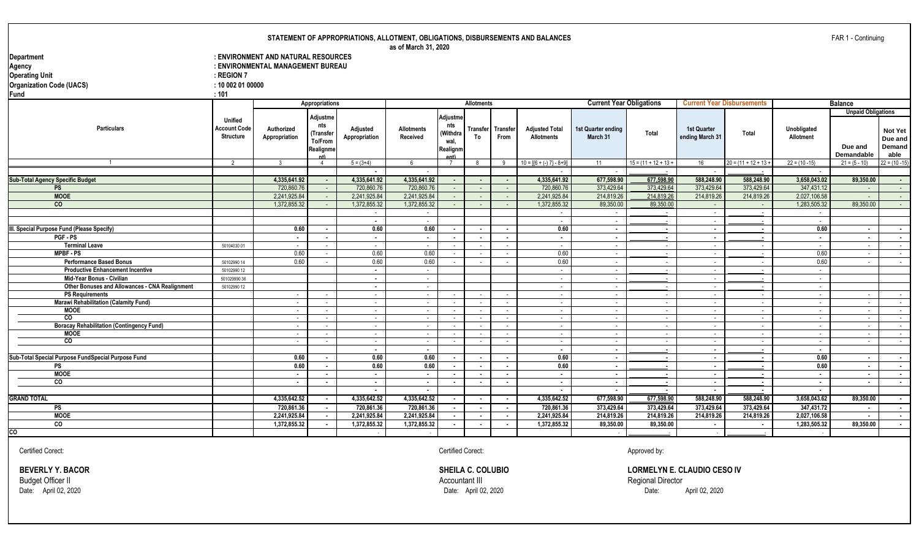# STATEMENT OF APPROPRIATIONS, ALLOTMENT, OBLIGATIONS, DISBURSEMENTS AND BALANCES

**as of March 31, 2020**

FAR 1 - Continuing

| | |
|---|---|
| **Department** | : ENVIRONMENT AND NATURAL RESOURCES |
| **Agency** | : ENVIRONMENTAL MANAGEMENT BUREAU |
| **Operating Unit** | : REGION 7 |
| **Organization Code (UACS)** | : 10 002 01 00000 |
| **Fund** | : 101 |

| Particulars | Unified Account Code Structure | Appropriations | | | Allotments | | | | | Current Year Obligations | | Current Year Disbursements | | Balance | | |
|---|---|---|---|---|---|---|---|---|---|---|---|---|---|---|---|---|
| | | Authorized Appropriation | Adjustments (Transfer To/From Realignment) | Adjusted Appropriation | Allotments Received | Adjustments (Withdrawal, Realignment) | Transfer To | Transfer From | Adjusted Total Allotments | 1st Quarter ending March 31 | Total | 1st Quarter ending March 31 | Total | Unobligated Allotment | Unpaid Obligations | |
| | | | | | | | | | | | | | | | Due and Demandable | Not Yet Due and Demandable |
| 1 | 2 | 3 | 4 | 5 = (3+4) | 6 | 7 | 8 | 9 | 10 = [(6 + (-) 7) - 8+9] | 11 | 15 = (11 + 12 + 13 + | 16 | 20 = (11 + 12 + 13 + | 22 = (10 -15) | 21 = (5 - 10) | 22 = (10 -15) |
| | | | | - | - | | | | - | - | - | - | - | - | | |
| **Sub-Total Agency Specific Budget** | | 4,335,641.92 | - | 4,335,641.92 | 4,335,641.92 | - | - | - | 4,335,641.92 | 677,598.90 | 677,598.90 | 588,248.90 | 588,248.90 | 3,658,043.02 | 89,350.00 | - |
| PS | | 720,860.76 | - | 720,860.76 | 720,860.76 | - | - | - | 720,860.76 | 373,429.64 | 373,429.64 | 373,429.64 | 373,429.64 | 347,431.12 | - | - |
| MOOE | | 2,241,925.84 | - | 2,241,925.84 | 2,241,925.84 | - | - | - | 2,241,925.84 | 214,819.26 | 214,819.26 | 214,819.26 | 214,819.26 | 2,027,106.58 | - | - |
| CO | | 1,372,855.32 | - | 1,372,855.32 | 1,372,855.32 | - | - | - | 1,372,855.32 | 89,350.00 | 89,350.00 | - | - | 1,283,505.32 | 89,350.00 | - |
| | | | | - | - | | | | - | - | - | - | - | - | | |
| | | | | - | - | | | | - | - | - | - | - | - | | |
| **III. Special Purpose Fund (Please Specify)** | | 0.60 | - | 0.60 | 0.60 | - | - | - | 0.60 | - | - | - | - | 0.60 | - | - |
| PGF - PS | | - | - | - | - | - | - | - | - | - | - | - | - | - | - | - |
| Terminal Leave | 50104030 01 | - | - | - | - | - | - | - | - | - | - | - | - | - | - | - |
| MPBF - PS | | 0.60 | - | 0.60 | 0.60 | - | - | - | 0.60 | - | - | - | - | 0.60 | - | - |
| Performance Based Bonus | 50102990 14 | 0.60 | - | 0.60 | 0.60 | - | - | - | 0.60 | - | - | - | - | 0.60 | - | - |
| Productive Enhancement Incentive | 50102990 12 | | | - | - | | | | - | - | - | - | - | - | | |
| Mid-Year Bonus - Civilian | 501029990 36 | | | - | - | | | | - | - | - | - | - | - | | |
| Other Bonuses and Allowances - CNA Realignment | 50102990 12 | | | - | - | | | | - | - | - | - | - | - | | |
| PS Requirements | | - | - | - | - | - | - | - | - | - | - | - | - | - | - | - |
| Marawi Rehabilitation (Calamity Fund) | | - | - | - | - | - | - | - | - | - | - | - | - | - | - | - |
| MOOE | | - | - | - | - | - | - | - | - | - | - | - | - | - | - | - |
| CO | | - | - | - | - | - | - | - | - | - | - | - | - | - | - | - |
| Boracay Rehabilitation (Contingency Fund) | | - | - | - | - | - | - | - | - | - | - | - | - | - | - | - |
| MOOE | | - | - | - | - | - | - | - | - | - | - | - | - | - | - | - |
| CO | | - | - | - | - | - | - | - | - | - | - | - | - | - | - | - |
| | | | | - | - | | | | - | - | - | - | - | - | | |
| **Sub-Total Special Purpose FundSpecial Purpose Fund** | | 0.60 | - | 0.60 | 0.60 | - | - | - | 0.60 | - | - | - | - | 0.60 | - | - |
| PS | | 0.60 | - | 0.60 | 0.60 | - | - | - | 0.60 | - | - | - | - | 0.60 | - | - |
| MOOE | | - | - | - | - | - | - | - | - | - | - | - | - | - | - | - |
| CO | | - | - | - | - | - | - | - | - | - | - | - | - | - | - | - |
| | | | | - | - | | | | - | - | - | - | - | - | | |
| **GRAND TOTAL** | | 4,335,642.52 | - | 4,335,642.52 | 4,335,642.52 | - | - | - | 4,335,642.52 | 677,598.90 | 677,598.90 | 588,248.90 | 588,248.90 | 3,658,043.62 | 89,350.00 | - |
| PS | | 720,861.36 | - | 720,861.36 | 720,861.36 | - | - | - | 720,861.36 | 373,429.64 | 373,429.64 | 373,429.64 | 373,429.64 | 347,431.72 | - | - |
| MOOE | | 2,241,925.84 | - | 2,241,925.84 | 2,241,925.84 | - | - | - | 2,241,925.84 | 214,819.26 | 214,819.26 | 214,819.26 | 214,819.26 | 2,027,106.58 | - | - |
| CO | | 1,372,855.32 | - | 1,372,855.32 | 1,372,855.32 | - | - | - | 1,372,855.32 | 89,350.00 | 89,350.00 | - | - | 1,283,505.32 | 89,350.00 | - |
| CO | | | | - | - | | | | | - | - | - | - | - | | |

Certified Corect:

**BEVERLY Y. BACOR**
Budget Officer II
Date: April 02, 2020

Certified Corect:

**SHEILA C. COLUBIO**
Accountant III
Date: April 02, 2020

Approved by:

**LORMELYN E. CLAUDIO CESO IV**
Regional Director
Date: April 02, 2020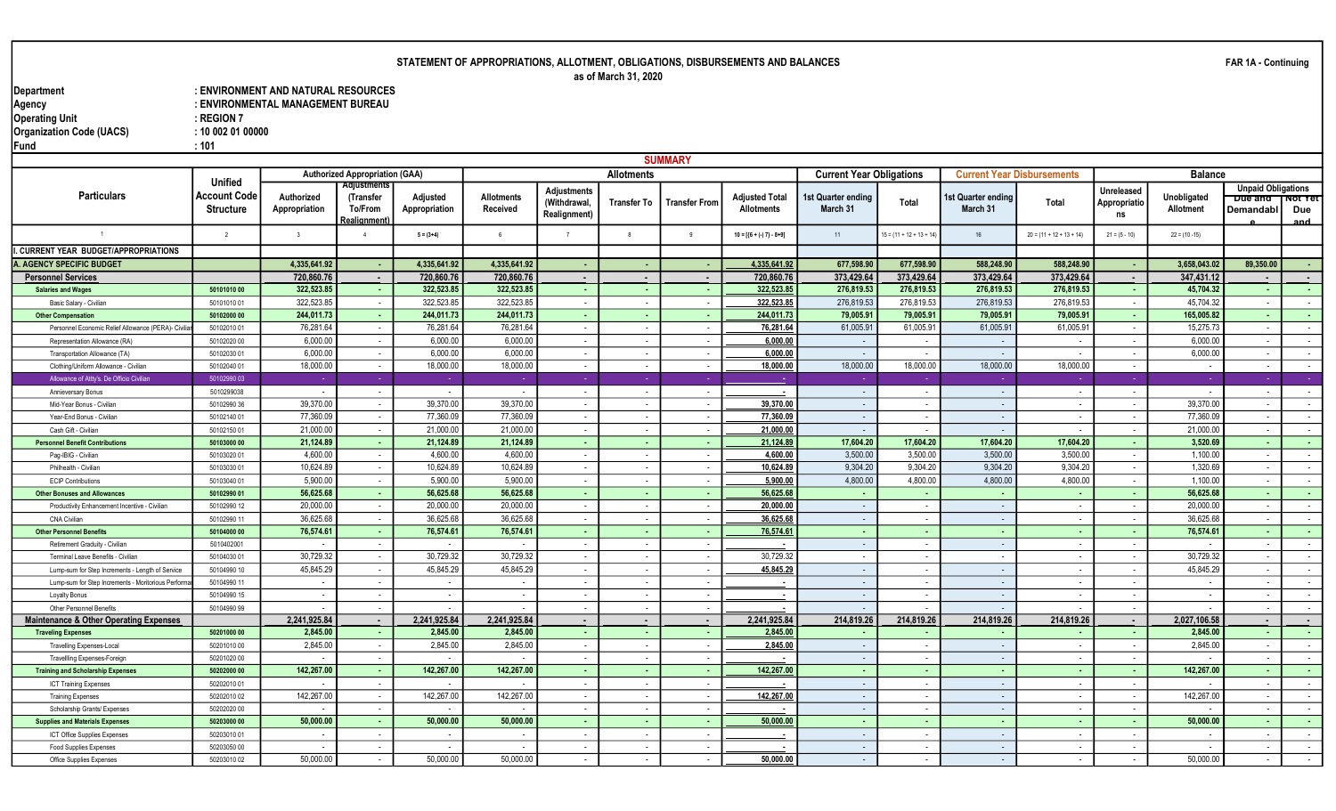STATEMENT OF APPROPRIATIONS, ALLOTMENT, OBLIGATIONS, DISBURSEMENTS AND BALANCES
as of March 31, 2020

FAR 1A - Continuing

Department : ENVIRONMENT AND NATURAL RESOURCES
Agency : ENVIRONMENTAL MANAGEMENT BUREAU
Operating Unit : REGION 7
Organization Code (UACS) : 10 002 01 00000
Fund : 101

SUMMARY

| Particulars | Unified Account Code Structure | Authorized Appropriation (GAA) | | | Allotments | | | | | Current Year Obligations | | Current Year Disbursements | | Balance | | | |
|---|---|---|---|---|---|---|---|---|---|---|---|---|---|---|---|---|---|
| | | Authorized Appropriation | Adjustments (Transfer To/From Realignment) | Adjusted Appropriation | Allotments Received | Adjustments (Withdrawal, Realignment) | Transfer To | Transfer From | Adjusted Total Allotments | 1st Quarter ending March 31 | Total | 1st Quarter ending March 31 | Total | Unreleased Appropriations | Unobligated Allotment | Unpaid Obligations Due and Demandable | Unpaid Obligations Not Yet Due and Demandable |
| 1 | 2 | 3 | 4 | 5 = (3+4) | 6 | 7 | 8 | 9 | 10 = [(6 + (-) 7) - 8+9] | 11 | 15 = (11 + 12 + 13 + 14) | 16 | 20 = (11 + 12 + 13 + 14) | 21 = (5 - 10) | 22 = (10 -15) | | |
| I. CURRENT YEAR BUDGET/APPROPRIATIONS | | | | | | | | | | | | | | | | | |
| A. AGENCY SPECIFIC BUDGET | | 4,335,641.92 | - | 4,335,641.92 | 4,335,641.92 | - | - | - | 4,335,641.92 | 677,598.90 | 677,598.90 | 588,248.90 | 588,248.90 | - | 3,658,043.02 | 89,350.00 | - |
| Personnel Services | | 720,860.76 | - | 720,860.76 | 720,860.76 | - | - | - | 720,860.76 | 373,429.64 | 373,429.64 | 373,429.64 | 373,429.64 | - | 347,431.12 | - | - |
| Salaries and Wages | 50101010 00 | 322,523.85 | - | 322,523.85 | 322,523.85 | - | - | - | 322,523.85 | 276,819.53 | 276,819.53 | 276,819.53 | 276,819.53 | - | 45,704.32 | - | - |
| Basic Salary - Civilian | 50101010 01 | 322,523.85 | - | 322,523.85 | 322,523.85 | - | - | - | 322,523.85 | 276,819.53 | 276,819.53 | 276,819.53 | 276,819.53 | - | 45,704.32 | - | - |
| Other Compensation | 50102000 00 | 244,011.73 | - | 244,011.73 | 244,011.73 | - | - | - | 244,011.73 | 79,005.91 | 79,005.91 | 79,005.91 | 79,005.91 | - | 165,005.82 | - | - |
| Personnel Economic Relief Allowance (PERA)- Civilian | 50102010 01 | 76,281.64 | - | 76,281.64 | 76,281.64 | - | - | - | 76,281.64 | 61,005.91 | 61,005.91 | 61,005.91 | 61,005.91 | - | 15,275.73 | - | - |
| Representation Allowance (RA) | 50102020 00 | 6,000.00 | - | 6,000.00 | 6,000.00 | - | - | - | 6,000.00 | - | - | - | - | - | 6,000.00 | - | - |
| Transportation Allowance (TA) | 50102030 01 | 6,000.00 | - | 6,000.00 | 6,000.00 | - | - | - | 6,000.00 | - | - | - | - | - | 6,000.00 | - | - |
| Clothing/Uniform Allowance - Civilian | 50102040 01 | 18,000.00 | - | 18,000.00 | 18,000.00 | - | - | - | 18,000.00 | 18,000.00 | 18,000.00 | 18,000.00 | 18,000.00 | - | - | - | - |
| Allowance of Atty's. De Officio Civilian | 50102990 03 | - | - | - | - | - | - | - | - | - | - | - | - | - | - | - | - |
| Anniversary Bonus | 5010299038 | - | - | - | - | - | - | - | - | - | - | - | - | - | - | - | - |
| Mid-Year Bonus - Civilian | 50102990 36 | 39,370.00 | - | 39,370.00 | 39,370.00 | - | - | - | 39,370.00 | - | - | - | - | - | 39,370.00 | - | - |
| Year-End Bonus - Civilian | 50102140 01 | 77,360.09 | - | 77,360.09 | 77,360.09 | - | - | - | 77,360.09 | - | - | - | - | - | 77,360.09 | - | - |
| Cash Gift - Civilian | 50102150 01 | 21,000.00 | - | 21,000.00 | 21,000.00 | - | - | - | 21,000.00 | - | - | - | - | - | 21,000.00 | - | - |
| Personnel Benefit Contributions | 50103000 00 | 21,124.89 | - | 21,124.89 | 21,124.89 | - | - | - | 21,124.89 | 17,604.20 | 17,604.20 | 17,604.20 | 17,604.20 | - | 3,520.69 | - | - |
| Pag-IBIG - Civilian | 50103020 01 | 4,600.00 | - | 4,600.00 | 4,600.00 | - | - | - | 4,600.00 | 3,500.00 | 3,500.00 | 3,500.00 | 3,500.00 | - | 1,100.00 | - | - |
| Philhealth - Civilian | 50103030 01 | 10,624.89 | - | 10,624.89 | 10,624.89 | - | - | - | 10,624.89 | 9,304.20 | 9,304.20 | 9,304.20 | 9,304.20 | - | 1,320.69 | - | - |
| ECIP Contributions | 50103040 01 | 5,900.00 | - | 5,900.00 | 5,900.00 | - | - | - | 5,900.00 | 4,800.00 | 4,800.00 | 4,800.00 | 4,800.00 | - | 1,100.00 | - | - |
| Other Bonuses and Allowances | 50102990 01 | 56,625.68 | - | 56,625.68 | 56,625.68 | - | - | - | 56,625.68 | - | - | - | - | - | 56,625.68 | - | - |
| Productivity Enhancement Incentive - Civilian | 50102990 12 | 20,000.00 | - | 20,000.00 | 20,000.00 | - | - | - | 20,000.00 | - | - | - | - | - | 20,000.00 | - | - |
| CNA Civilian | 50102990 11 | 36,625.68 | - | 36,625.68 | 36,625.68 | - | - | - | 36,625.68 | - | - | - | - | - | 36,625.68 | - | - |
| Other Personnel Benefits | 50104000 00 | 76,574.61 | - | 76,574.61 | 76,574.61 | - | - | - | 76,574.61 | - | - | - | - | - | 76,574.61 | - | - |
| Retirement Gratuity - Civilian | 5010402001 | - | - | - | - | - | - | - | - | - | - | - | - | - | - | - | - |
| Terminal Leave Benefits - Civilian | 50104030 01 | 30,729.32 | - | 30,729.32 | 30,729.32 | - | - | - | 30,729.32 | - | - | - | - | - | 30,729.32 | - | - |
| Lump-sum for Step Increments - Length of Service | 50104990 10 | 45,845.29 | - | 45,845.29 | 45,845.29 | - | - | - | 45,845.29 | - | - | - | - | - | 45,845.29 | - | - |
| Lump-sum for Step Increments - Meritorious Performance | 50104990 11 | - | - | - | - | - | - | - | - | - | - | - | - | - | - | - | - |
| Loyalty Bonus | 50104990 15 | - | - | - | - | - | - | - | - | - | - | - | - | - | - | - | - |
| Other Personnel Benefits | 50104990 99 | - | - | - | - | - | - | - | - | - | - | - | - | - | - | - | - |
| Maintenance & Other Operating Expenses | | 2,241,925.84 | - | 2,241,925.84 | 2,241,925.84 | - | - | - | 2,241,925.84 | 214,819.26 | 214,819.26 | 214,819.26 | 214,819.26 | - | 2,027,106.58 | - | - |
| Traveling Expenses | 50201000 00 | 2,845.00 | - | 2,845.00 | 2,845.00 | - | - | - | 2,845.00 | - | - | - | - | - | 2,845.00 | - | - |
| Travelling Expenses-Local | 50201010 00 | 2,845.00 | - | 2,845.00 | 2,845.00 | - | - | - | 2,845.00 | - | - | - | - | - | 2,845.00 | - | - |
| Travelling Expenses-Foreign | 50201020 00 | - | - | - | - | - | - | - | - | - | - | - | - | - | - | - | - |
| Training and Scholarship Expenses | 50202000 00 | 142,267.00 | - | 142,267.00 | 142,267.00 | - | - | - | 142,267.00 | - | - | - | - | - | 142,267.00 | - | - |
| ICT Training Expenses | 50202010 01 | - | - | - | - | - | - | - | - | - | - | - | - | - | - | - | - |
| Training Expenses | 50202010 02 | 142,267.00 | - | 142,267.00 | 142,267.00 | - | - | - | 142,267.00 | - | - | - | - | - | 142,267.00 | - | - |
| Scholarship Grants/ Expenses | 50202020 00 | - | - | - | - | - | - | - | - | - | - | - | - | - | - | - | - |
| Supplies and Materials Expenses | 50203000 00 | 50,000.00 | - | 50,000.00 | 50,000.00 | - | - | - | 50,000.00 | - | - | - | - | - | 50,000.00 | - | - |
| ICT Office Supplies Expenses | 50203010 01 | - | - | - | - | - | - | - | - | - | - | - | - | - | - | - | - |
| Food Supplies Expenses | 50203050 00 | - | - | - | - | - | - | - | - | - | - | - | - | - | - | - | - |
| Office Supplies Expenses | 50203010 02 | 50,000.00 | - | 50,000.00 | 50,000.00 | - | - | - | 50,000.00 | - | - | - | - | - | 50,000.00 | - | - |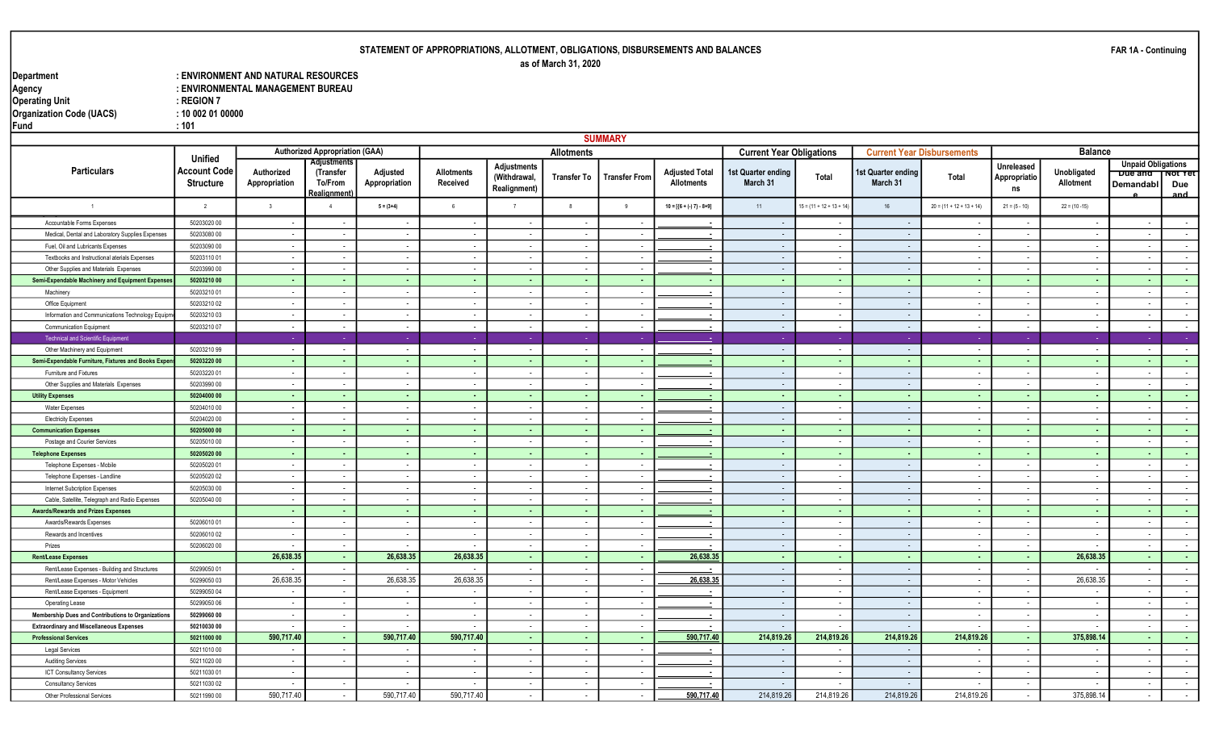## STATEMENT OF APPROPRIATIONS, ALLOTMENT, OBLIGATIONS, DISBURSEMENTS AND BALANCES

as of March 31, 2020

FAR 1A - Continuing

**Department** : ENVIRONMENT AND NATURAL RESOURCES
**Agency** : ENVIRONMENTAL MANAGEMENT BUREAU
**Operating Unit** : REGION 7
**Organization Code (UACS)** : 10 002 01 00000
**Fund** : 101

### SUMMARY

| Particulars | Unified Account Code Structure | Authorized Appropriation (GAA) | | | Allotments | | | | | Current Year Obligations | | Current Year Disbursements | | Balance | | | |
|---|---|---|---|---|---|---|---|---|---|---|---|---|---|---|---|---|---|
| | | Authorized Appropriation | Adjustments (Transfer To/From Realignment) | Adjusted Appropriation | Allotments Received | Adjustments (Withdrawal, Realignment) | Transfer To | Transfer From | Adjusted Total Allotments | 1st Quarter ending March 31 | Total | 1st Quarter ending March 31 | Total | Unreleased Appropriations | Unobligated Allotment | Unpaid Obligations Due and Demandable | Unpaid Obligations Not Yet Due and |
| 1 | 2 | 3 | 4 | 5 = (3+4) | 6 | 7 | 8 | 9 | 10 = [(6 + (-) 7) - 8+9] | 11 | 15 = (11 + 12 + 13 + 14) | 16 | 20 = (11 + 12 + 13 + 14) | 21 = (5 - 10) | 22 = (10 -15) | | |
| Accountable Forms Expenses | 50203020 00 | - | - | - | - | - | - | - | - | - | - | - | - | - | - | - | - |
| Medical, Dental and Laboratory Supplies Expenses | 50203080 00 | - | - | - | - | - | - | - | - | - | - | - | - | - | - | - | - |
| Fuel, Oil and Lubricants Expenses | 50203090 00 | - | - | - | - | - | - | - | - | - | - | - | - | - | - | - | - |
| Textbooks and Instructional aterials Expenses | 50203110 01 | - | - | - | - | - | - | - | - | - | - | - | - | - | - | - | - |
| Other Supplies and Materials Expenses | 50203990 00 | - | - | - | - | - | - | - | - | - | - | - | - | - | - | - | - |
| **Semi-Expendable Machinery and Equipment Expenses** | **50203210 00** | - | - | - | - | - | - | - | - | - | - | - | - | - | - | - | - |
| Machinery | 50203210 01 | - | - | - | - | - | - | - | - | - | - | - | - | - | - | - | - |
| Office Equipment | 50203210 02 | - | - | - | - | - | - | - | - | - | - | - | - | - | - | - | - |
| Information and Communications Technology Equipment | 50203210 03 | - | - | - | - | - | - | - | - | - | - | - | - | - | - | - | - |
| Communication Equipment | 50203210 07 | - | - | - | - | - | - | - | - | - | - | - | - | - | - | - | - |
| Technical and Scientific Equipment | | - | - | - | - | - | - | - | - | - | - | - | - | - | - | - | - |
| Other Machinery and Equipment | 50203210 99 | - | - | - | - | - | - | - | - | - | - | - | - | - | - | - | - |
| **Semi-Expendable Furniture, Fixtures and Books Expenses** | **50203220 00** | - | - | - | - | - | - | - | - | - | - | - | - | - | - | - | - |
| Furniture and Fixtures | 50203220 01 | - | - | - | - | - | - | - | - | - | - | - | - | - | - | - | - |
| Other Supplies and Materials Expenses | 50203990 00 | - | - | - | - | - | - | - | - | - | - | - | - | - | - | - | - |
| **Utility Expenses** | **50204000 00** | - | - | - | - | - | - | - | - | - | - | - | - | - | - | - | - |
| Water Expenses | 50204010 00 | - | - | - | - | - | - | - | - | - | - | - | - | - | - | - | - |
| Electricity Expenses | 50204020 00 | - | - | - | - | - | - | - | - | - | - | - | - | - | - | - | - |
| **Communication Expenses** | **50205000 00** | - | - | - | - | - | - | - | - | - | - | - | - | - | - | - | - |
| Postage and Courier Services | 50205010 00 | - | - | - | - | - | - | - | - | - | - | - | - | - | - | - | - |
| **Telephone Expenses** | **50205020 00** | - | - | - | - | - | - | - | - | - | - | - | - | - | - | - | - |
| Telephone Expenses - Mobile | 50205020 01 | - | - | - | - | - | - | - | - | - | - | - | - | - | - | - | - |
| Telephone Expenses - Landline | 50205020 02 | - | - | - | - | - | - | - | - | - | - | - | - | - | - | - | - |
| Internet Subcription Expenses | 50205030 00 | - | - | - | - | - | - | - | - | - | - | - | - | - | - | - | - |
| Cable, Satellite, Telegraph and Radio Expenses | 50205040 00 | - | - | - | - | - | - | - | - | - | - | - | - | - | - | - | - |
| **Awards/Rewards and Prizes Expenses** | | - | - | - | - | - | - | - | - | - | - | - | - | - | - | - | - |
| Awards/Rewards Expenses | 50206010 01 | - | - | - | - | - | - | - | - | - | - | - | - | - | - | - | - |
| Rewards and Incentives | 50206010 02 | - | - | - | - | - | - | - | - | - | - | - | - | - | - | - | - |
| Prizes | 50206020 00 | - | - | - | - | - | - | - | - | - | - | - | - | - | - | - | - |
| **Rent/Lease Expenses** | | **26,638.35** | - | **26,638.35** | **26,638.35** | - | - | - | **26,638.35** | - | - | - | - | - | **26,638.35** | - | - |
| Rent/Lease Expenses - Building and Structures | 50299050 01 | - | - | - | - | - | - | - | - | - | - | - | - | - | - | - | - |
| Rent/Lease Expenses - Motor Vehicles | 50299050 03 | 26,638.35 | - | 26,638.35 | 26,638.35 | - | - | - | 26,638.35 | - | - | - | - | - | 26,638.35 | - | - |
| Rent/Lease Expenses - Equipment | 50299050 04 | - | - | - | - | - | - | - | - | - | - | - | - | - | - | - | - |
| Operating Lease | 50299050 06 | - | - | - | - | - | - | - | - | - | - | - | - | - | - | - | - |
| **Membership Dues and Contributions to Organizations** | **50299060 00** | - | - | - | - | - | - | - | - | - | - | - | - | - | - | - | - |
| **Extraordinary and Miscellaneous Expenses** | **50210030 00** | - | - | - | - | - | - | - | - | - | - | - | - | - | - | - | - |
| **Professional Services** | **50211000 00** | **590,717.40** | - | **590,717.40** | **590,717.40** | - | - | - | **590,717.40** | **214,819.26** | **214,819.26** | **214,819.26** | **214,819.26** | - | **375,898.14** | - | - |
| Legal Services | 50211010 00 | - | - | - | - | - | - | - | - | - | - | - | - | - | - | - | - |
| Auditing Services | 50211020 00 | - | - | - | - | - | - | - | - | - | - | - | - | - | - | - | - |
| ICT Consultancy Services | 50211030 01 | - | | - | - | - | - | - | - | - | - | - | - | - | - | - | - |
| Consultancy Services | 50211030 02 | - | - | - | - | - | - | - | - | - | - | - | - | - | - | - | - |
| Other Professional Services | 50211990 00 | 590,717.40 | - | 590,717.40 | 590,717.40 | - | - | - | 590,717.40 | 214,819.26 | 214,819.26 | 214,819.26 | 214,819.26 | - | 375,898.14 | - | - |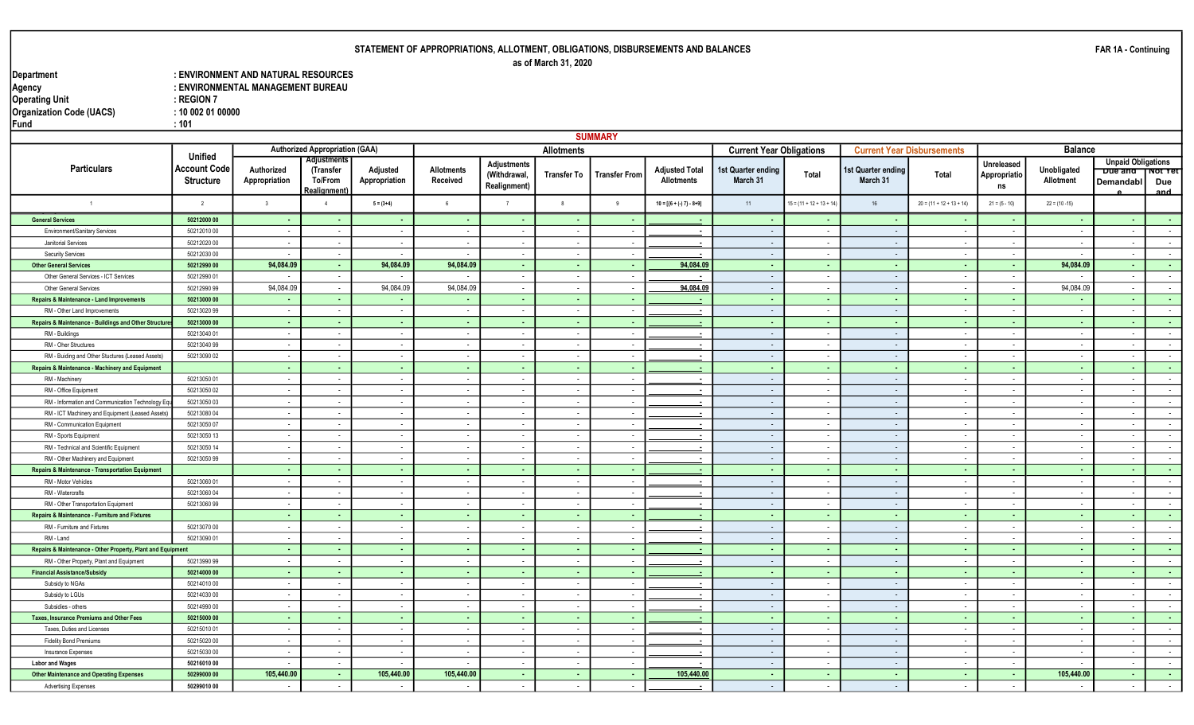# STATEMENT OF APPROPRIATIONS, ALLOTMENT, OBLIGATIONS, DISBURSEMENTS AND BALANCES

as of March 31, 2020

FAR 1A - Continuing

| | |
|---|---|
| Department | : ENVIRONMENT AND NATURAL RESOURCES |
| Agency | : ENVIRONMENTAL MANAGEMENT BUREAU |
| Operating Unit | : REGION 7 |
| Organization Code (UACS) | : 10 002 01 00000 |
| Fund | : 101 |

## SUMMARY

| Particulars | Unified Account Code Structure | Authorized Appropriation (GAA) | | | Allotments | | | | | Current Year Obligations | | Current Year Disbursements | | Balance | | | |
|---|---|---|---|---|---|---|---|---|---|---|---|---|---|---|---|---|---|
| | | Authorized Appropriation | Adjustments (Transfer To/From Realignment) | Adjusted Appropriation | Allotments Received | Adjustments (Withdrawal, Realignment) | Transfer To | Transfer From | Adjusted Total Allotments | 1st Quarter ending March 31 | Total | 1st Quarter ending March 31 | Total | Unreleased Appropriations | Unobligated Allotment | Unpaid Obligations | |
| | | | | | | | | | | | | | | | | Due and Demandable | Not Yet Due and |
| 1 | 2 | 3 | 4 | 5 = (3+4) | 6 | 7 | 8 | 9 | 10 = [(6 + (-) 7) - 8+9] | 11 | 15 = (11 + 12 + 13 + 14) | 16 | 20 = (11 + 12 + 13 + 14) | 21 = (5 - 10) | 22 = (10 -15) | | |
| **General Services** | **50212000 00** | - | - | - | - | - | - | - | - | - | - | - | - | - | - | - | - |
| Environment/Sanitary Services | 50212010 00 | - | - | - | - | - | - | - | - | - | - | - | - | - | - | - | - |
| Janitorial Services | 50212020 00 | - | - | - | - | - | - | - | - | - | - | - | - | - | - | - | - |
| Security Services | 50212030 00 | - | - | - | - | - | - | - | - | - | - | - | - | - | - | - | - |
| **Other General Services** | **50212990 00** | **94,084.09** | - | **94,084.09** | **94,084.09** | - | - | - | **94,084.09** | - | - | - | - | - | **94,084.09** | - | - |
| Other General Services - ICT Services | 50212990 01 | - | - | - | - | - | - | - | - | - | - | - | - | - | - | - | - |
| Other General Services | 50212990 99 | 94,084.09 | - | 94,084.09 | 94,084.09 | - | - | - | 94,084.09 | - | - | - | - | - | 94,084.09 | - | - |
| **Repairs & Maintenance - Land Improvements** | **50213000 00** | - | - | - | - | - | - | - | - | - | - | - | - | - | - | - | - |
| RM - Other Land Improvements | 50213020 99 | - | - | - | - | - | - | - | - | - | - | - | - | - | - | - | - |
| **Repairs & Maintenance - Buildings and Other Structures** | **50213000 00** | - | - | - | - | - | - | - | - | - | - | - | - | - | - | - | - |
| RM - Buildings | 50213040 01 | - | - | - | - | - | - | - | - | - | - | - | - | - | - | - | - |
| RM - Oher Structures | 50213040 99 | - | - | - | - | - | - | - | - | - | - | - | - | - | - | - | - |
| RM - Buiding and Other Stuctures (Leased Assets) | 50213090 02 | - | - | - | - | - | - | - | - | - | - | - | - | - | - | - | - |
| **Repairs & Maintenance - Machinery and Equipment** | | - | - | - | - | - | - | - | - | - | - | - | - | - | - | - | - |
| RM - Machinery | 50213050 01 | - | - | - | - | - | - | - | - | - | - | - | - | - | - | - | - |
| RM - Office Equipment | 50213050 02 | - | - | - | - | - | - | - | - | - | - | - | - | - | - | - | - |
| RM - Information and Communication Technology Equ | 50213050 03 | - | - | - | - | - | - | - | - | - | - | - | - | - | - | - | - |
| RM - ICT Machinery and Equipment (Leased Assets) | 50213080 04 | - | - | - | - | - | - | - | - | - | - | - | - | - | - | - | - |
| RM - Communication Equipment | 50213050 07 | - | - | - | - | - | - | - | - | - | - | - | - | - | - | - | - |
| RM - Sports Equipment | 50213050 13 | - | - | - | - | - | - | - | - | - | - | - | - | - | - | - | - |
| RM - Technical and Scientific Equipment | 50213050 14 | - | - | - | - | - | - | - | - | - | - | - | - | - | - | - | - |
| RM - Other Machinery and Equipment | 50213050 99 | - | - | - | - | - | - | - | - | - | - | - | - | - | - | - | - |
| **Repairs & Maintenance - Transportation Equipment** | | - | - | - | - | - | - | - | - | - | - | - | - | - | - | - | - |
| RM - Motor Vehicles | 50213060 01 | - | - | - | - | - | - | - | - | - | - | - | - | - | - | - | - |
| RM - Watercrafts | 50213060 04 | - | - | - | - | - | - | - | - | - | - | - | - | - | - | - | - |
| RM - Other Transportation Equipment | 50213060 99 | - | - | - | - | - | - | - | - | - | - | - | - | - | - | - | - |
| **Repairs & Maintenance - Furniture and Fixtures** | | - | - | - | - | - | - | - | - | - | - | - | - | - | - | - | - |
| RM - Furniture and Fixtures | 50213070 00 | - | - | - | - | - | - | - | - | - | - | - | - | - | - | - | - |
| RM - Land | 50213090 01 | - | - | - | - | - | - | - | - | - | - | - | - | - | - | - | - |
| **Repairs & Maintenance - Other Property, Plant and Equipment** | | - | - | - | - | - | - | - | - | - | - | - | - | - | - | - | - |
| RM - Other Property, Plant and Equipment | 50213990 99 | - | - | - | - | - | - | - | - | - | - | - | - | - | - | - | - |
| **Financial Assistance/Subsidy** | **50214000 00** | - | - | - | - | - | - | - | - | - | - | - | - | - | - | - | - |
| Subsidy to NGAs | 50214010 00 | - | - | - | - | - | - | - | - | - | - | - | - | - | - | - | - |
| Subsidy to LGUs | 50214030 00 | - | - | - | - | - | - | - | - | - | - | - | - | - | - | - | - |
| Subsidies - others | 50214990 00 | - | - | - | - | - | - | - | - | - | - | - | - | - | - | - | - |
| **Taxes, Insurance Premiums and Other Fees** | **50215000 00** | - | - | - | - | - | - | - | - | - | - | - | - | - | - | - | - |
| Taxes, Duties and Licenses | 50215010 01 | - | - | - | - | - | - | - | - | - | - | - | - | - | - | - | - |
| Fidelity Bond Premiums | 50215020 00 | - | - | - | - | - | - | - | - | - | - | - | - | - | - | - | - |
| Insurance Expenses | 50215030 00 | - | - | - | - | - | - | - | - | - | - | - | - | - | - | - | - |
| **Labor and Wages** | **50216010 00** | - | - | - | - | - | - | - | - | - | - | - | - | - | - | - | - |
| **Other Maintenance and Operating Expenses** | **50299000 00** | **105,440.00** | - | **105,440.00** | **105,440.00** | - | - | - | **105,440.00** | - | - | - | - | - | **105,440.00** | - | - |
| Advertising Expenses | 50299010 00 | - | - | - | - | - | - | - | - | - | - | - | - | - | - | - | - |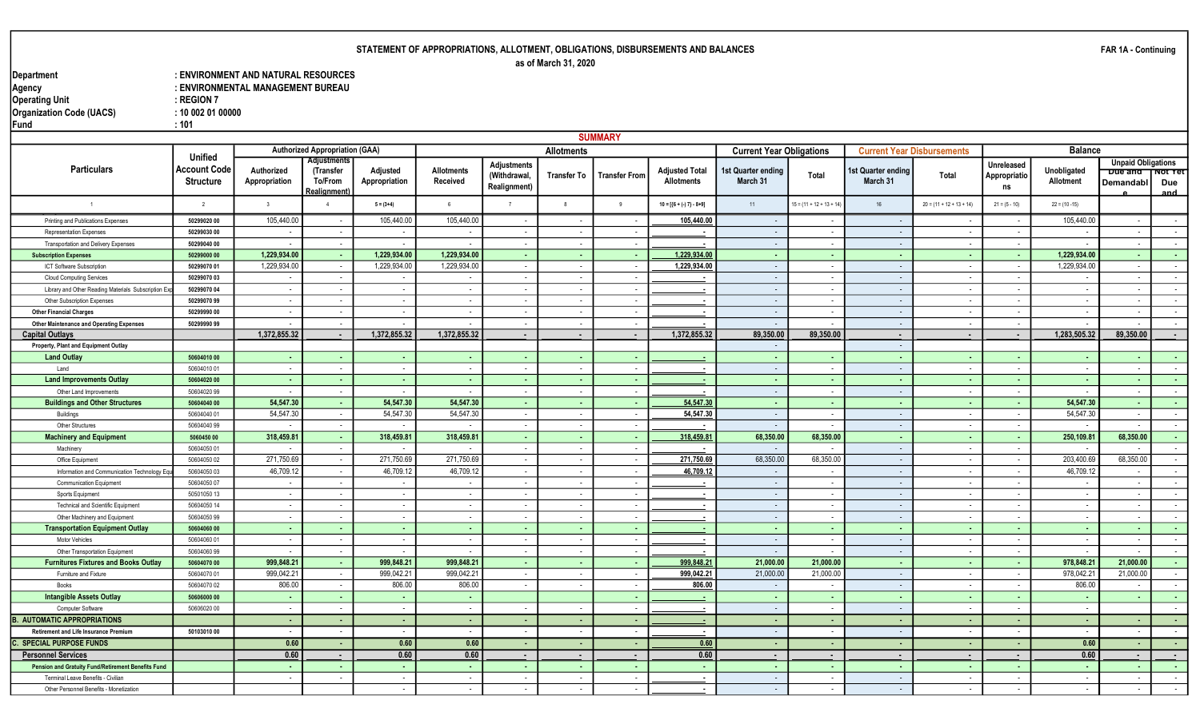# STATEMENT OF APPROPRIATIONS, ALLOTMENT, OBLIGATIONS, DISBURSEMENTS AND BALANCES

as of March 31, 2020

FAR 1A - Continuing

| | |
|---|---|
| Department | : ENVIRONMENT AND NATURAL RESOURCES |
| Agency | : ENVIRONMENTAL MANAGEMENT BUREAU |
| Operating Unit | : REGION 7 |
| Organization Code (UACS) | : 10 002 01 00000 |
| Fund | : 101 |

## SUMMARY

| Particulars | Unified Account Code Structure | Authorized Appropriation (GAA) | | | Allotments | | | | | Current Year Obligations | | Current Year Disbursements | | Balance | | | |
|---|---|---|---|---|---|---|---|---|---|---|---|---|---|---|---|---|---|
| | | Authorized Appropriation | Adjustments (Transfer To/From Realignment) | Adjusted Appropriation | Allotments Received | Adjustments (Withdrawal, Realignment) | Transfer To | Transfer From | Adjusted Total Allotments | 1st Quarter ending March 31 | Total | 1st Quarter ending March 31 | Total | Unreleased Appropriations | Unobligated Allotment | Unpaid Obligations: Due and Demandable | Unpaid Obligations: Not Yet Due and Demandable |
| 1 | 2 | 3 | 4 | 5 = (3+4) | 6 | 7 | 8 | 9 | 10 = [(6 + (-) 7) - 8+9] | 11 | 15 = (11 + 12 + 13 + 14) | 16 | 20 = (11 + 12 + 13 + 14) | 21 = (5 - 10) | 22 = (10 -15) | | |
| Printing and Publications Expenses | 50299020 00 | 105,440.00 | - | 105,440.00 | 105,440.00 | - | - | - | 105,440.00 | - | - | - | - | - | 105,440.00 | - | - |
| Representation Expenses | 50299030 00 | - | - | - | - | - | - | - | - | - | - | - | - | - | - | - | - |
| Transportation and Delivery Expenses | 50299040 00 | - | - | - | - | - | - | - | - | - | - | - | - | - | - | - | - |
| **Subscription Expenses** | **50299070 00** | **1,229,934.00** | **-** | **1,229,934.00** | **1,229,934.00** | **-** | **-** | **-** | **1,229,934.00** | **-** | **-** | **-** | **-** | **-** | **1,229,934.00** | **-** | **-** |
| ICT Software Subscription | 50299070 01 | 1,229,934.00 | - | 1,229,934.00 | 1,229,934.00 | - | - | - | 1,229,934.00 | - | - | - | - | - | 1,229,934.00 | - | - |
| Cloud Computing Services | 50299070 03 | - | - | - | - | - | - | - | - | - | - | - | - | - | - | - | - |
| Library and Other Reading Materials Subscription Exp | 50299070 04 | - | - | - | - | - | - | - | - | - | - | - | - | - | - | - | - |
| Other Subscription Expenses | 50299070 99 | - | - | - | - | - | - | - | - | - | - | - | - | - | - | - | - |
| **Other Financial Charges** | **50299990 00** | - | - | - | - | - | - | - | - | - | - | - | - | - | - | - | - |
| **Other Maintenance and Operating Expenses** | **50299990 99** | - | - | - | - | - | - | - | - | - | - | - | - | - | - | - | - |
| **Capital Outlays** | | **1,372,855.32** | **-** | **1,372,855.32** | **1,372,855.32** | **-** | **-** | **-** | **1,372,855.32** | **89,350.00** | **89,350.00** | **-** | **-** | **-** | **1,283,505.32** | **89,350.00** | **-** |
| **Property, Plant and Equipment Outlay** | | | | | | | | | | - | | - | | | | | |
| **Land Outlay** | **50604010 00** | - | - | - | - | - | - | - | - | - | - | - | - | - | - | - | - |
| Land | 50604010 01 | - | - | - | - | - | - | - | - | - | - | - | - | - | - | - | - |
| **Land Improvements Outlay** | **50604020 00** | - | - | - | - | - | - | - | - | - | - | - | - | - | - | - | - |
| Other Land Improvements | 50604020 99 | - | - | - | - | - | - | - | - | - | - | - | - | - | - | - | - |
| **Buildings and Other Structures** | **50604040 00** | **54,547.30** | **-** | **54,547.30** | **54,547.30** | **-** | **-** | **-** | **54,547.30** | **-** | **-** | **-** | **-** | **-** | **54,547.30** | **-** | **-** |
| Buildings | 50604040 01 | 54,547.30 | - | 54,547.30 | 54,547.30 | - | - | - | 54,547.30 | - | - | - | - | - | 54,547.30 | - | - |
| Other Structures | 50604040 99 | - | - | - | - | - | - | - | - | - | - | - | - | - | - | - | - |
| **Machinery and Equipment** | **5060450 00** | **318,459.81** | **-** | **318,459.81** | **318,459.81** | **-** | **-** | **-** | **318,459.81** | **68,350.00** | **68,350.00** | **-** | **-** | **-** | **250,109.81** | **68,350.00** | **-** |
| Machinery | 50604050 01 | - | - | - | - | - | - | - | - | - | - | - | - | - | - | - | - |
| Office Equipment | 50604050 02 | 271,750.69 | - | 271,750.69 | 271,750.69 | - | - | - | 271,750.69 | 68,350.00 | 68,350.00 | - | - | - | 203,400.69 | 68,350.00 | - |
| Information and Communication Technology Equ | 50604050 03 | 46,709.12 | - | 46,709.12 | 46,709.12 | - | - | - | 46,709.12 | - | - | - | - | - | 46,709.12 | - | - |
| Communication Equipment | 50604050 07 | - | - | - | - | - | - | - | - | - | - | - | - | - | - | - | - |
| Sports Equipment | 50501050 13 | - | - | - | - | - | - | - | - | - | - | - | - | - | - | - | - |
| Technical and Scientific Equipment | 50604050 14 | - | - | - | - | - | - | - | - | - | - | - | - | - | - | - | - |
| Other Machinery and Equipment | 50604050 99 | - | - | - | - | - | - | - | - | - | - | - | - | - | - | - | - |
| **Transportation Equipment Outlay** | **50604060 00** | - | - | - | - | - | - | - | - | - | - | - | - | - | - | - | - |
| Motor Vehicles | 50604060 01 | - | - | - | - | - | - | - | - | - | - | - | - | - | - | - | - |
| Other Transportation Equipment | 50604060 99 | - | - | - | - | - | - | - | - | - | - | - | - | - | - | - | - |
| **Furnitures Fixtures and Books Outlay** | **50604070 00** | **999,848.21** | **-** | **999,848.21** | **999,848.21** | **-** | **-** | **-** | **999,848.21** | **21,000.00** | **21,000.00** | **-** | **-** | **-** | **978,848.21** | **21,000.00** | **-** |
| Furniture and Fixture | 50604070 01 | 999,042.21 | - | 999,042.21 | 999,042.21 | - | - | - | 999,042.21 | 21,000.00 | 21,000.00 | - | - | - | 978,042.21 | 21,000.00 | - |
| Books | 50604070 02 | 806.00 | - | 806.00 | 806.00 | - | - | - | 806.00 | - | - | - | - | - | 806.00 | - | - |
| **Intangible Assets Outlay** | **50606000 00** | - | - | - | - | | | - | - | - | - | - | - | - | - | - | - |
| Computer Software | 50606020 00 | - | - | - | - | - | - | - | - | - | - | - | - | - | - | - | - |
| **B. AUTOMATIC APPROPRIATIONS** | | - | - | - | - | - | - | - | - | - | - | - | - | - | - | - | - |
| **Retirement and Life Insurance Premium** | **50103010 00** | - | - | - | - | - | - | - | - | - | - | - | - | - | - | - | - |
| **C. SPECIAL PURPOSE FUNDS** | | **0.60** | **-** | **0.60** | **0.60** | **-** | **-** | **-** | **0.60** | **-** | **-** | **-** | **-** | **-** | **0.60** | **-** | **-** |
| **Personnel Services** | | **0.60** | **-** | **0.60** | **0.60** | **-** | **-** | **-** | **0.60** | **-** | **-** | **-** | **-** | **-** | **0.60** | **-** | **-** |
| **Pension and Gratuity Fund/Retirement Benefits Fund** | | - | - | - | - | - | - | - | - | - | - | - | - | - | - | - | - |
| Terminal Leave Benefits - Civilian | | - | - | - | - | - | - | - | - | - | - | - | - | - | - | - | - |
| Other Personnel Benefits - Monetization | | | | - | - | - | - | - | - | - | - | - | - | - | - | - | - |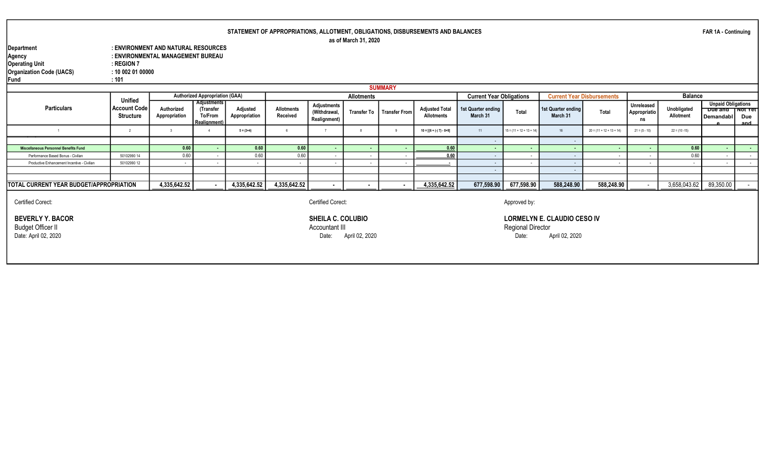**STATEMENT OF APPROPRIATIONS, ALLOTMENT, OBLIGATIONS, DISBURSEMENTS AND BALANCES**
**as of March 31, 2020**

**FAR 1A - Continuing**

**Department** : **ENVIRONMENT AND NATURAL RESOURCES**
**Agency** : **ENVIRONMENTAL MANAGEMENT BUREAU**
**Operating Unit** : **REGION 7**
**Organization Code (UACS)** : **10 002 01 00000**
**Fund** : **101**

**SUMMARY**

| Particulars | Unified Account Code Structure | Authorized Appropriation (GAA) | | | Allotments | | | | | Current Year Obligations | | Current Year Disbursements | | Balance | | | |
|---|---|---|---|---|---|---|---|---|---|---|---|---|---|---|---|---|---|
| | | Authorized Appropriation | Adjustments (Transfer To/From Realignment) | Adjusted Appropriation | Allotments Received | Adjustments (Withdrawal, Realignment) | Transfer To | Transfer From | Adjusted Total Allotments | 1st Quarter ending March 31 | Total | 1st Quarter ending March 31 | Total | Unreleased Appropriations | Unobligated Allotment | Unpaid Obligations | |
| | | | | | | | | | | | | | | | | Due and Demandable | Not Yet Due and Demandable |
| 1 | 2 | 3 | 4 | 5 = (3+4) | 6 | 7 | 8 | 9 | 10 = [(6 + (-) 7) - 8+9] | 11 | 15 = (11 + 12 + 13 + 14) | 16 | 20 = (11 + 12 + 13 + 14) | 21 = (5 - 10) | 22 = (10 -15) | | |
| | | | | | | | | | | - | | - | | | | | |
| **Miscellaneous Personnel Benefits Fund** | | **0.60** | **-** | **0.60** | **0.60** | **-** | **-** | **-** | **0.60** | **-** | **-** | **-** | **-** | **-** | **0.60** | **-** | **-** |
| Performance Based Bonus - Civilian | 50102990 14 | 0.60 | - | 0.60 | 0.60 | - | - | - | 0.60 | - | - | - | - | - | 0.60 | - | - |
| Productive Enhancement Incentive - Civilian | 50102990 12 | - | - | - | - | - | - | - | - | - | - | - | - | - | - | - | - |
| | | | | | | | | | | - | | - | | | | | |
| **TOTAL CURRENT YEAR BUDGET/APPROPRIATION** | | **4,335,642.52** | **-** | **4,335,642.52** | **4,335,642.52** | **-** | **-** | **-** | **4,335,642.52** | **677,598.90** | **677,598.90** | **588,248.90** | **588,248.90** | - | 3,658,043.62 | 89,350.00 | - |

Certified Corect:

**BEVERLY Y. BACOR**
Budget Officer II
Date: April 02, 2020

Certified Corect:

**SHEILA C. COLUBIO**
Accountant III
Date: April 02, 2020

Approved by:

**LORMELYN E. CLAUDIO CESO IV**
Regional Director
Date: April 02, 2020